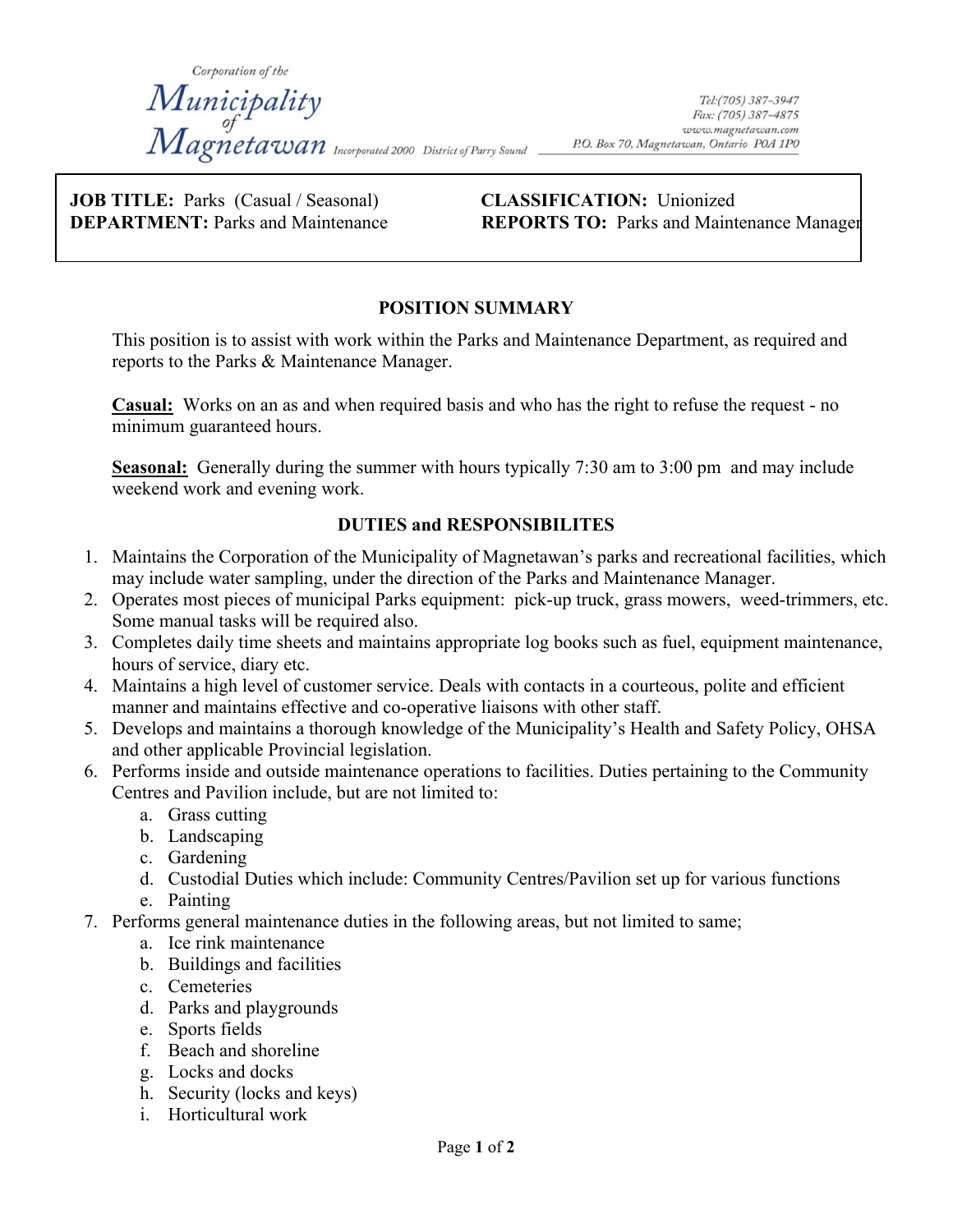Corporation of the

**Municipality of Magnetawan** Incorporated 2000 District of Parry Sound

Tel:(705) 387-3947
Fax: (705) 387-4875
www.magnetawan.com
P.O. Box 70, Magnetawan, Ontario P0A 1P0

| | |
|---|---|
| **JOB TITLE:** Parks (Casual / Seasonal) | **CLASSIFICATION:** Unionized |
| **DEPARTMENT:** Parks and Maintenance | **REPORTS TO:** Parks and Maintenance Manager |

## POSITION SUMMARY

This position is to assist with work within the Parks and Maintenance Department, as required and reports to the Parks & Maintenance Manager.

**Casual:** Works on an as and when required basis and who has the right to refuse the request - no minimum guaranteed hours.

**Seasonal:** Generally during the summer with hours typically 7:30 am to 3:00 pm and may include weekend work and evening work.

## DUTIES and RESPONSIBILITES

1. Maintains the Corporation of the Municipality of Magnetawan's parks and recreational facilities, which may include water sampling, under the direction of the Parks and Maintenance Manager.
2. Operates most pieces of municipal Parks equipment: pick-up truck, grass mowers, weed-trimmers, etc. Some manual tasks will be required also.
3. Completes daily time sheets and maintains appropriate log books such as fuel, equipment maintenance, hours of service, diary etc.
4. Maintains a high level of customer service. Deals with contacts in a courteous, polite and efficient manner and maintains effective and co-operative liaisons with other staff.
5. Develops and maintains a thorough knowledge of the Municipality's Health and Safety Policy, OHSA and other applicable Provincial legislation.
6. Performs inside and outside maintenance operations to facilities. Duties pertaining to the Community Centres and Pavilion include, but are not limited to:
   a. Grass cutting
   b. Landscaping
   c. Gardening
   d. Custodial Duties which include: Community Centres/Pavilion set up for various functions
   e. Painting
7. Performs general maintenance duties in the following areas, but not limited to same;
   a. Ice rink maintenance
   b. Buildings and facilities
   c. Cemeteries
   d. Parks and playgrounds
   e. Sports fields
   f. Beach and shoreline
   g. Locks and docks
   h. Security (locks and keys)
   i. Horticultural work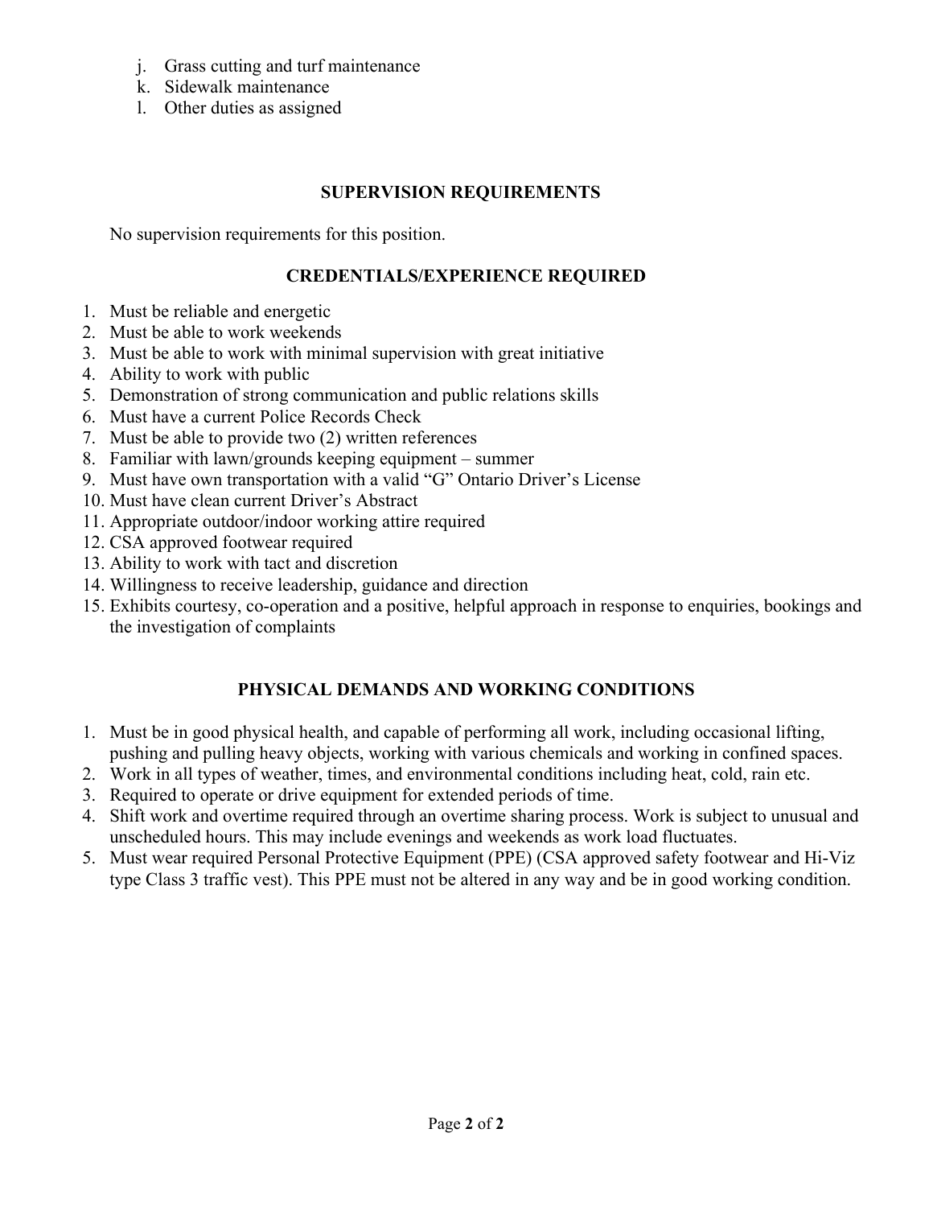j. Grass cutting and turf maintenance
k. Sidewalk maintenance
l. Other duties as assigned

## SUPERVISION REQUIREMENTS

No supervision requirements for this position.

## CREDENTIALS/EXPERIENCE REQUIRED

1. Must be reliable and energetic
2. Must be able to work weekends
3. Must be able to work with minimal supervision with great initiative
4. Ability to work with public
5. Demonstration of strong communication and public relations skills
6. Must have a current Police Records Check
7. Must be able to provide two (2) written references
8. Familiar with lawn/grounds keeping equipment – summer
9. Must have own transportation with a valid "G" Ontario Driver's License
10. Must have clean current Driver's Abstract
11. Appropriate outdoor/indoor working attire required
12. CSA approved footwear required
13. Ability to work with tact and discretion
14. Willingness to receive leadership, guidance and direction
15. Exhibits courtesy, co-operation and a positive, helpful approach in response to enquiries, bookings and the investigation of complaints

## PHYSICAL DEMANDS AND WORKING CONDITIONS

1. Must be in good physical health, and capable of performing all work, including occasional lifting, pushing and pulling heavy objects, working with various chemicals and working in confined spaces.
2. Work in all types of weather, times, and environmental conditions including heat, cold, rain etc.
3. Required to operate or drive equipment for extended periods of time.
4. Shift work and overtime required through an overtime sharing process. Work is subject to unusual and unscheduled hours. This may include evenings and weekends as work load fluctuates.
5. Must wear required Personal Protective Equipment (PPE) (CSA approved safety footwear and Hi-Viz type Class 3 traffic vest). This PPE must not be altered in any way and be in good working condition.